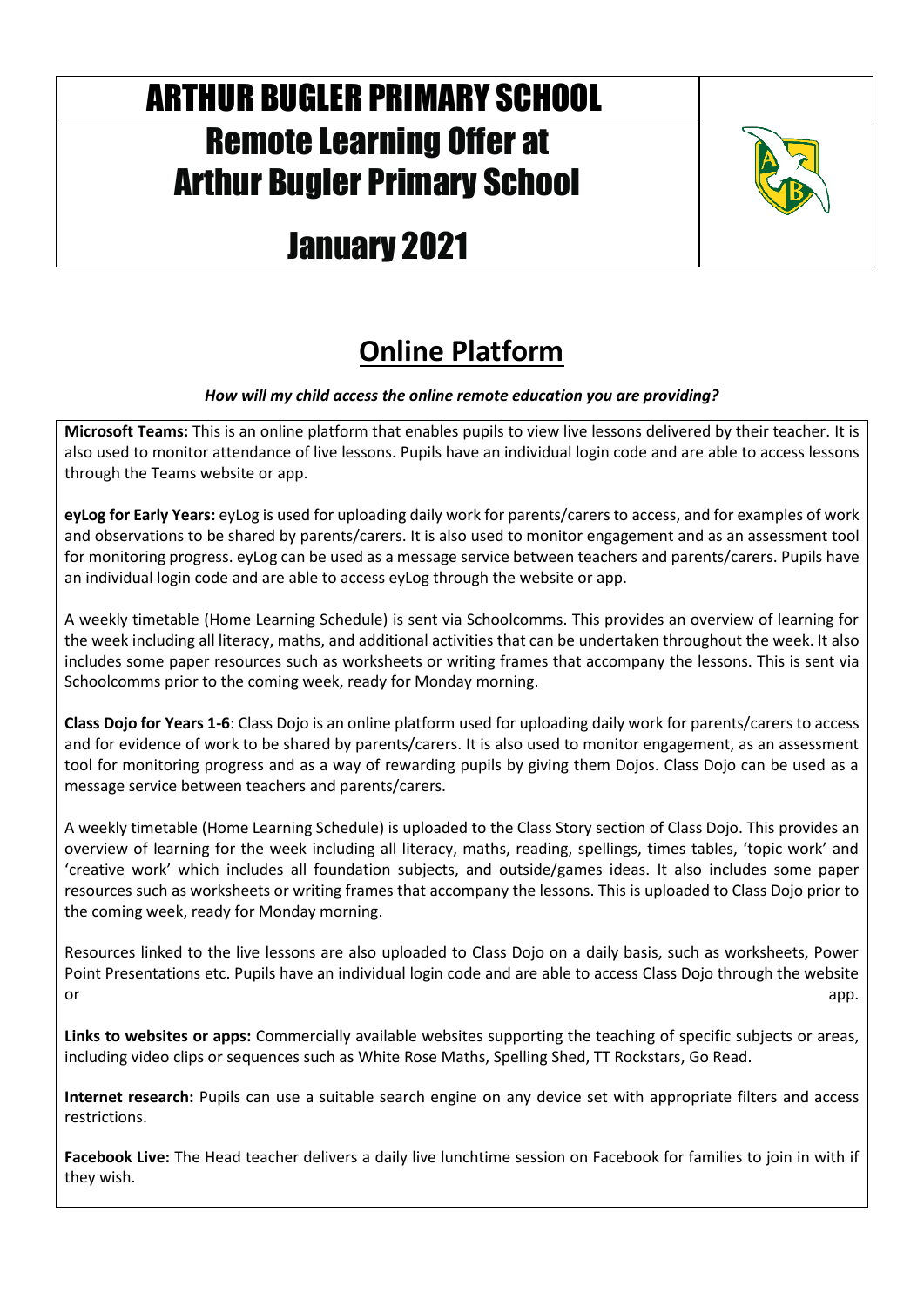# ARTHUR BUGLER PRIMARY SCHOOL

# Remote Learning Offer at Arthur Bugler Primary School

# January 2021

## Online Platform

***How will my child access the online remote education you are providing?***

**Microsoft Teams:** This is an online platform that enables pupils to view live lessons delivered by their teacher. It is also used to monitor attendance of live lessons. Pupils have an individual login code and are able to access lessons through the Teams website or app.

**eyLog for Early Years:** eyLog is used for uploading daily work for parents/carers to access, and for examples of work and observations to be shared by parents/carers. It is also used to monitor engagement and as an assessment tool for monitoring progress. eyLog can be used as a message service between teachers and parents/carers. Pupils have an individual login code and are able to access eyLog through the website or app.

A weekly timetable (Home Learning Schedule) is sent via Schoolcomms. This provides an overview of learning for the week including all literacy, maths, and additional activities that can be undertaken throughout the week. It also includes some paper resources such as worksheets or writing frames that accompany the lessons. This is sent via Schoolcomms prior to the coming week, ready for Monday morning.

**Class Dojo for Years 1-6**: Class Dojo is an online platform used for uploading daily work for parents/carers to access and for evidence of work to be shared by parents/carers. It is also used to monitor engagement, as an assessment tool for monitoring progress and as a way of rewarding pupils by giving them Dojos. Class Dojo can be used as a message service between teachers and parents/carers.

A weekly timetable (Home Learning Schedule) is uploaded to the Class Story section of Class Dojo. This provides an overview of learning for the week including all literacy, maths, reading, spellings, times tables, 'topic work' and 'creative work' which includes all foundation subjects, and outside/games ideas. It also includes some paper resources such as worksheets or writing frames that accompany the lessons. This is uploaded to Class Dojo prior to the coming week, ready for Monday morning.

Resources linked to the live lessons are also uploaded to Class Dojo on a daily basis, such as worksheets, Power Point Presentations etc. Pupils have an individual login code and are able to access Class Dojo through the website or app.

**Links to websites or apps:** Commercially available websites supporting the teaching of specific subjects or areas, including video clips or sequences such as White Rose Maths, Spelling Shed, TT Rockstars, Go Read.

**Internet research:** Pupils can use a suitable search engine on any device set with appropriate filters and access restrictions.

**Facebook Live:** The Head teacher delivers a daily live lunchtime session on Facebook for families to join in with if they wish.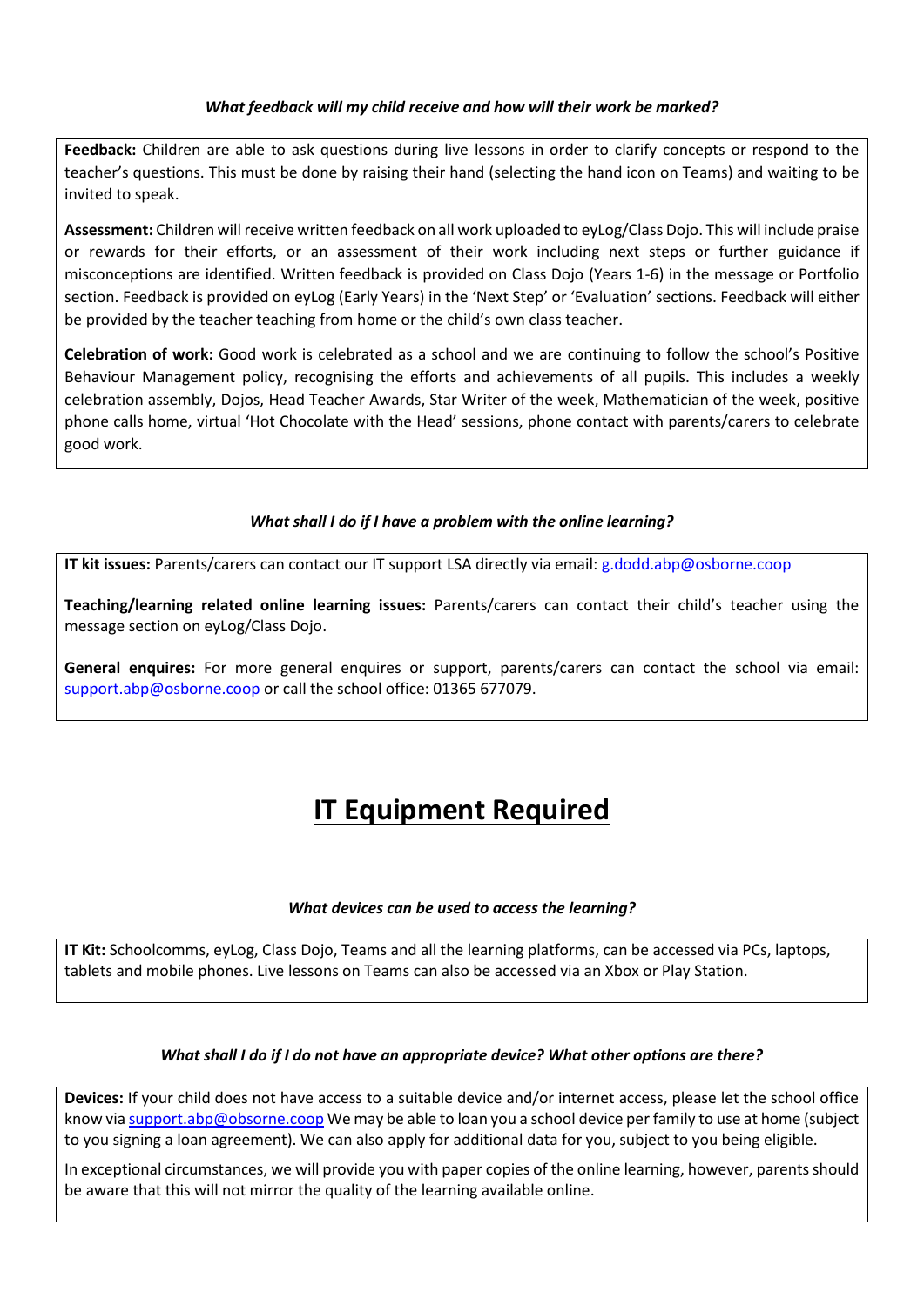*What feedback will my child receive and how will their work be marked?*

**Feedback:** Children are able to ask questions during live lessons in order to clarify concepts or respond to the teacher's questions. This must be done by raising their hand (selecting the hand icon on Teams) and waiting to be invited to speak.

**Assessment:** Children will receive written feedback on all work uploaded to eyLog/Class Dojo. This will include praise or rewards for their efforts, or an assessment of their work including next steps or further guidance if misconceptions are identified. Written feedback is provided on Class Dojo (Years 1-6) in the message or Portfolio section. Feedback is provided on eyLog (Early Years) in the 'Next Step' or 'Evaluation' sections. Feedback will either be provided by the teacher teaching from home or the child's own class teacher.

**Celebration of work:** Good work is celebrated as a school and we are continuing to follow the school's Positive Behaviour Management policy, recognising the efforts and achievements of all pupils. This includes a weekly celebration assembly, Dojos, Head Teacher Awards, Star Writer of the week, Mathematician of the week, positive phone calls home, virtual 'Hot Chocolate with the Head' sessions, phone contact with parents/carers to celebrate good work.

*What shall I do if I have a problem with the online learning?*

**IT kit issues:** Parents/carers can contact our IT support LSA directly via email: g.dodd.abp@osborne.coop

**Teaching/learning related online learning issues:** Parents/carers can contact their child's teacher using the message section on eyLog/Class Dojo.

**General enquires:** For more general enquires or support, parents/carers can contact the school via email: support.abp@osborne.coop or call the school office: 01365 677079.

# IT Equipment Required

*What devices can be used to access the learning?*

**IT Kit:** Schoolcomms, eyLog, Class Dojo, Teams and all the learning platforms, can be accessed via PCs, laptops, tablets and mobile phones. Live lessons on Teams can also be accessed via an Xbox or Play Station.

*What shall I do if I do not have an appropriate device? What other options are there?*

**Devices:** If your child does not have access to a suitable device and/or internet access, please let the school office know via support.abp@obsorne.coop We may be able to loan you a school device per family to use at home (subject to you signing a loan agreement). We can also apply for additional data for you, subject to you being eligible.

In exceptional circumstances, we will provide you with paper copies of the online learning, however, parents should be aware that this will not mirror the quality of the learning available online.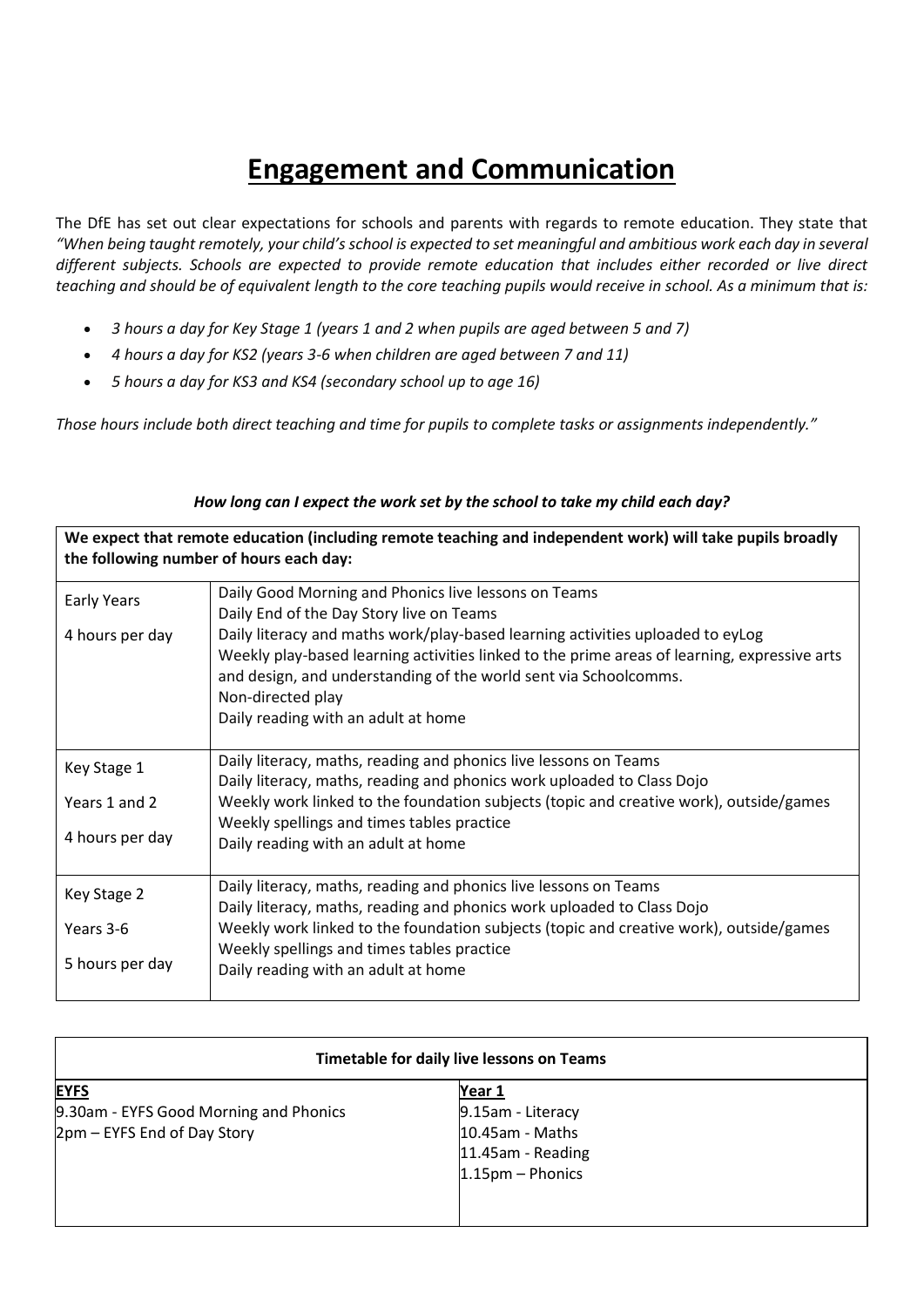# **Engagement and Communication**

The DfE has set out clear expectations for schools and parents with regards to remote education. They state that *"When being taught remotely, your child's school is expected to set meaningful and ambitious work each day in several different subjects. Schools are expected to provide remote education that includes either recorded or live direct teaching and should be of equivalent length to the core teaching pupils would receive in school. As a minimum that is:*

- *3 hours a day for Key Stage 1 (years 1 and 2 when pupils are aged between 5 and 7)*
- *4 hours a day for KS2 (years 3-6 when children are aged between 7 and 11)*
- *5 hours a day for KS3 and KS4 (secondary school up to age 16)*

*Those hours include both direct teaching and time for pupils to complete tasks or assignments independently."*

***How long can I expect the work set by the school to take my child each day?***

| **We expect that remote education (including remote teaching and independent work) will take pupils broadly the following number of hours each day:** | |
|---|---|
| Early Years<br><br>4 hours per day | Daily Good Morning and Phonics live lessons on Teams<br>Daily End of the Day Story live on Teams<br>Daily literacy and maths work/play-based learning activities uploaded to eyLog<br>Weekly play-based learning activities linked to the prime areas of learning, expressive arts and design, and understanding of the world sent via Schoolcomms.<br>Non-directed play<br>Daily reading with an adult at home |
| Key Stage 1<br><br>Years 1 and 2<br><br>4 hours per day | Daily literacy, maths, reading and phonics live lessons on Teams<br>Daily literacy, maths, reading and phonics work uploaded to Class Dojo<br>Weekly work linked to the foundation subjects (topic and creative work), outside/games<br>Weekly spellings and times tables practice<br>Daily reading with an adult at home |
| Key Stage 2<br><br>Years 3-6<br><br>5 hours per day | Daily literacy, maths, reading and phonics live lessons on Teams<br>Daily literacy, maths, reading and phonics work uploaded to Class Dojo<br>Weekly work linked to the foundation subjects (topic and creative work), outside/games<br>Weekly spellings and times tables practice<br>Daily reading with an adult at home |

| **Timetable for daily live lessons on Teams** | |
|---|---|
| **EYFS**<br>9.30am - EYFS Good Morning and Phonics<br>2pm – EYFS End of Day Story | **Year 1**<br>9.15am - Literacy<br>10.45am - Maths<br>11.45am - Reading<br>1.15pm – Phonics |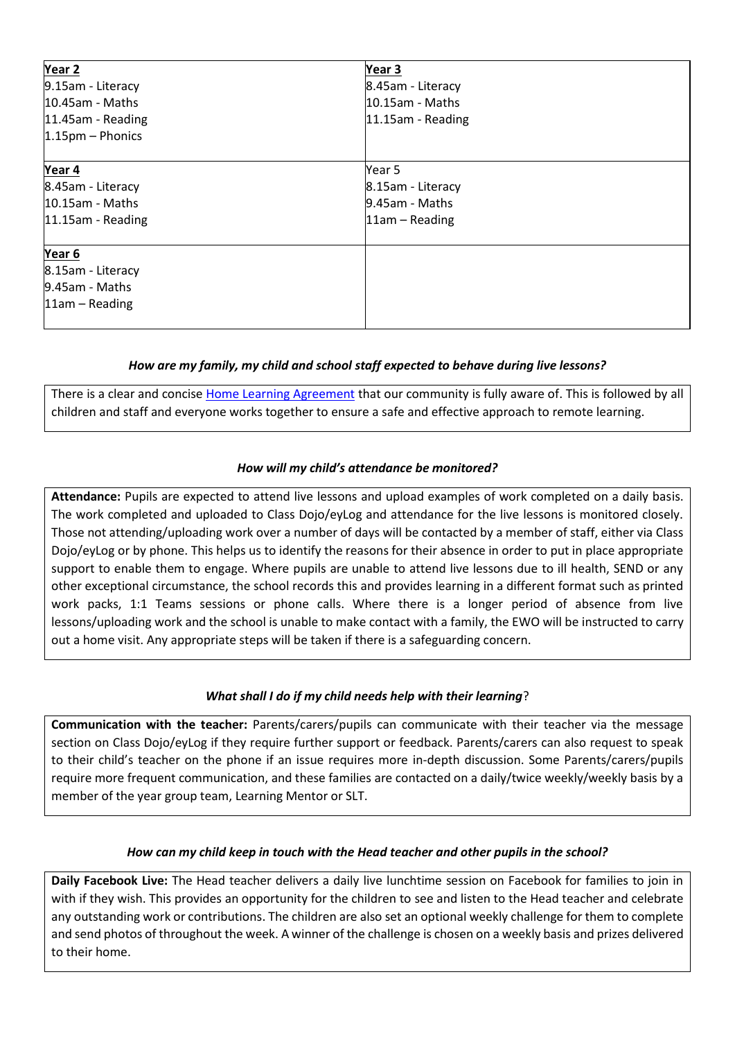| Year 2 | Year 3 |
|---|---|
| 9.15am - Literacy<br>10.45am - Maths<br>11.45am - Reading<br>1.15pm – Phonics | 8.45am - Literacy<br>10.15am - Maths<br>11.15am - Reading |
| **Year 4**<br>8.45am - Literacy<br>10.15am - Maths<br>11.15am - Reading | Year 5<br>8.15am - Literacy<br>9.45am - Maths<br>11am – Reading |
| **Year 6**<br>8.15am - Literacy<br>9.45am - Maths<br>11am – Reading | |

***How are my family, my child and school staff expected to behave during live lessons?***

There is a clear and concise [Home Learning Agreement]() that our community is fully aware of. This is followed by all children and staff and everyone works together to ensure a safe and effective approach to remote learning.

***How will my child's attendance be monitored?***

**Attendance:** Pupils are expected to attend live lessons and upload examples of work completed on a daily basis. The work completed and uploaded to Class Dojo/eyLog and attendance for the live lessons is monitored closely. Those not attending/uploading work over a number of days will be contacted by a member of staff, either via Class Dojo/eyLog or by phone. This helps us to identify the reasons for their absence in order to put in place appropriate support to enable them to engage. Where pupils are unable to attend live lessons due to ill health, SEND or any other exceptional circumstance, the school records this and provides learning in a different format such as printed work packs, 1:1 Teams sessions or phone calls. Where there is a longer period of absence from live lessons/uploading work and the school is unable to make contact with a family, the EWO will be instructed to carry out a home visit. Any appropriate steps will be taken if there is a safeguarding concern.

***What shall I do if my child needs help with their learning*?**

**Communication with the teacher:** Parents/carers/pupils can communicate with their teacher via the message section on Class Dojo/eyLog if they require further support or feedback. Parents/carers can also request to speak to their child's teacher on the phone if an issue requires more in-depth discussion. Some Parents/carers/pupils require more frequent communication, and these families are contacted on a daily/twice weekly/weekly basis by a member of the year group team, Learning Mentor or SLT.

***How can my child keep in touch with the Head teacher and other pupils in the school?***

**Daily Facebook Live:** The Head teacher delivers a daily live lunchtime session on Facebook for families to join in with if they wish. This provides an opportunity for the children to see and listen to the Head teacher and celebrate any outstanding work or contributions. The children are also set an optional weekly challenge for them to complete and send photos of throughout the week. A winner of the challenge is chosen on a weekly basis and prizes delivered to their home.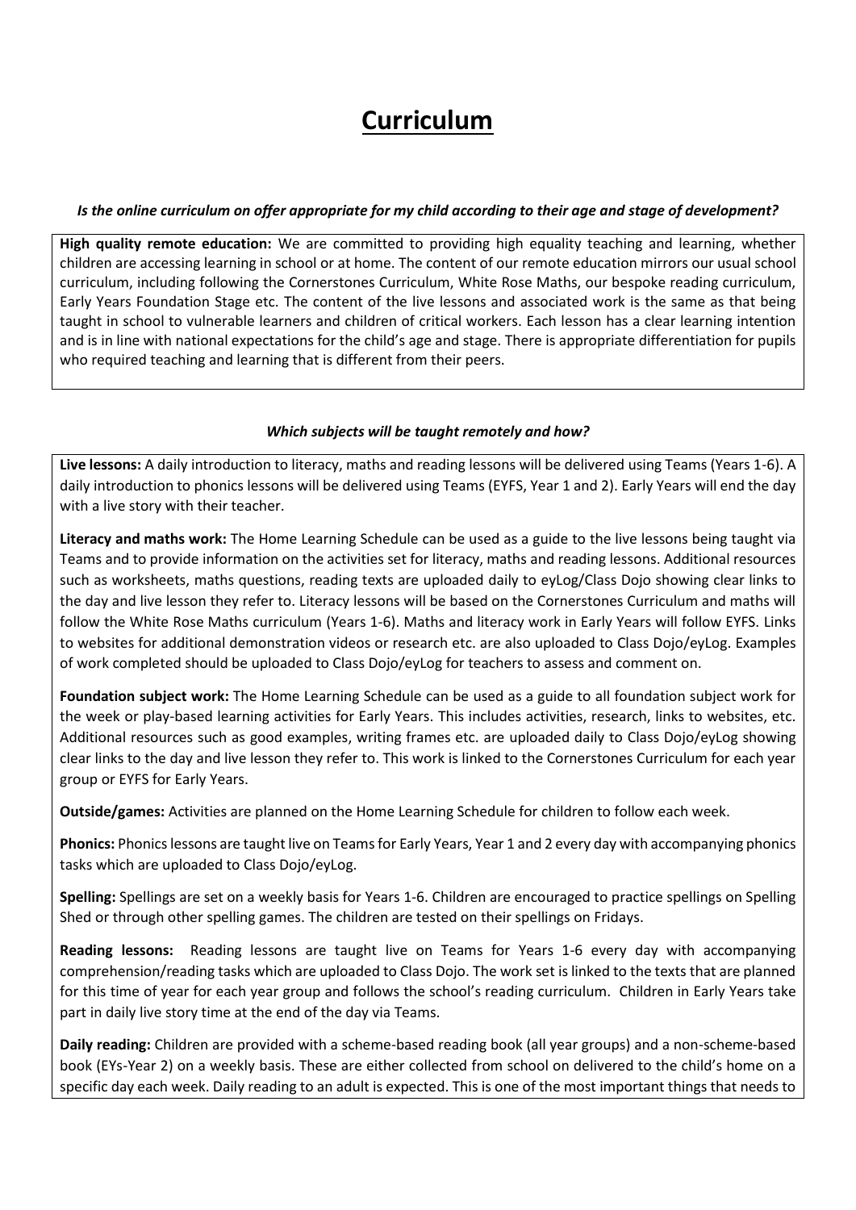# Curriculum

***Is the online curriculum on offer appropriate for my child according to their age and stage of development?***

**High quality remote education:** We are committed to providing high equality teaching and learning, whether children are accessing learning in school or at home. The content of our remote education mirrors our usual school curriculum, including following the Cornerstones Curriculum, White Rose Maths, our bespoke reading curriculum, Early Years Foundation Stage etc. The content of the live lessons and associated work is the same as that being taught in school to vulnerable learners and children of critical workers. Each lesson has a clear learning intention and is in line with national expectations for the child's age and stage. There is appropriate differentiation for pupils who required teaching and learning that is different from their peers.

***Which subjects will be taught remotely and how?***

**Live lessons:** A daily introduction to literacy, maths and reading lessons will be delivered using Teams (Years 1-6). A daily introduction to phonics lessons will be delivered using Teams (EYFS, Year 1 and 2). Early Years will end the day with a live story with their teacher.

**Literacy and maths work:** The Home Learning Schedule can be used as a guide to the live lessons being taught via Teams and to provide information on the activities set for literacy, maths and reading lessons. Additional resources such as worksheets, maths questions, reading texts are uploaded daily to eyLog/Class Dojo showing clear links to the day and live lesson they refer to. Literacy lessons will be based on the Cornerstones Curriculum and maths will follow the White Rose Maths curriculum (Years 1-6). Maths and literacy work in Early Years will follow EYFS. Links to websites for additional demonstration videos or research etc. are also uploaded to Class Dojo/eyLog. Examples of work completed should be uploaded to Class Dojo/eyLog for teachers to assess and comment on.

**Foundation subject work:** The Home Learning Schedule can be used as a guide to all foundation subject work for the week or play-based learning activities for Early Years. This includes activities, research, links to websites, etc. Additional resources such as good examples, writing frames etc. are uploaded daily to Class Dojo/eyLog showing clear links to the day and live lesson they refer to. This work is linked to the Cornerstones Curriculum for each year group or EYFS for Early Years.

**Outside/games:** Activities are planned on the Home Learning Schedule for children to follow each week.

**Phonics:** Phonics lessons are taught live on Teams for Early Years, Year 1 and 2 every day with accompanying phonics tasks which are uploaded to Class Dojo/eyLog.

**Spelling:** Spellings are set on a weekly basis for Years 1-6. Children are encouraged to practice spellings on Spelling Shed or through other spelling games. The children are tested on their spellings on Fridays.

**Reading lessons:** Reading lessons are taught live on Teams for Years 1-6 every day with accompanying comprehension/reading tasks which are uploaded to Class Dojo. The work set is linked to the texts that are planned for this time of year for each year group and follows the school's reading curriculum. Children in Early Years take part in daily live story time at the end of the day via Teams.

**Daily reading:** Children are provided with a scheme-based reading book (all year groups) and a non-scheme-based book (EYs-Year 2) on a weekly basis. These are either collected from school on delivered to the child's home on a specific day each week. Daily reading to an adult is expected. This is one of the most important things that needs to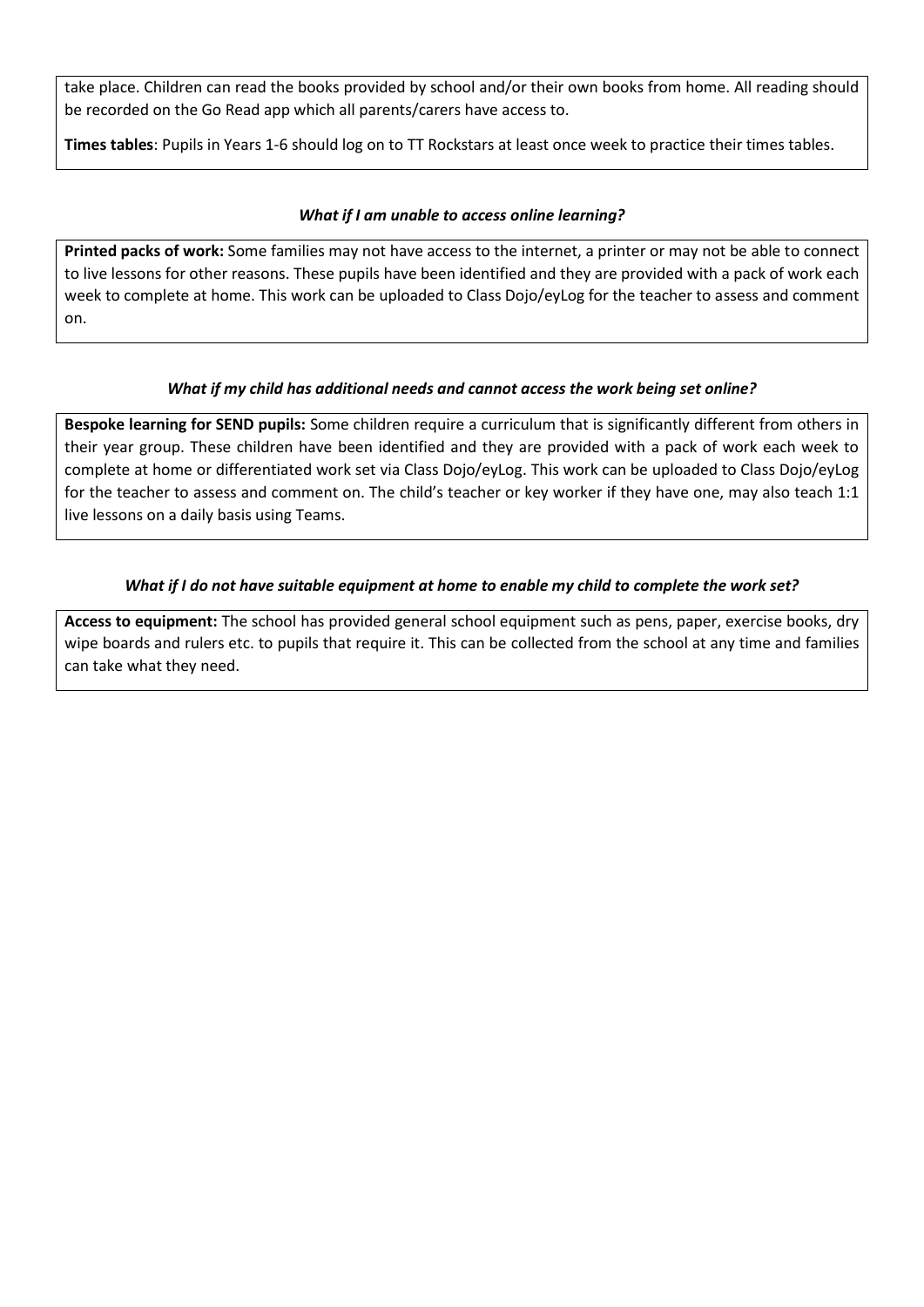take place. Children can read the books provided by school and/or their own books from home. All reading should be recorded on the Go Read app which all parents/carers have access to.

**Times tables**: Pupils in Years 1-6 should log on to TT Rockstars at least once week to practice their times tables.

***What if I am unable to access online learning?***

**Printed packs of work:** Some families may not have access to the internet, a printer or may not be able to connect to live lessons for other reasons. These pupils have been identified and they are provided with a pack of work each week to complete at home. This work can be uploaded to Class Dojo/eyLog for the teacher to assess and comment on.

***What if my child has additional needs and cannot access the work being set online?***

**Bespoke learning for SEND pupils:** Some children require a curriculum that is significantly different from others in their year group. These children have been identified and they are provided with a pack of work each week to complete at home or differentiated work set via Class Dojo/eyLog. This work can be uploaded to Class Dojo/eyLog for the teacher to assess and comment on. The child's teacher or key worker if they have one, may also teach 1:1 live lessons on a daily basis using Teams.

***What if I do not have suitable equipment at home to enable my child to complete the work set?***

**Access to equipment:** The school has provided general school equipment such as pens, paper, exercise books, dry wipe boards and rulers etc. to pupils that require it. This can be collected from the school at any time and families can take what they need.